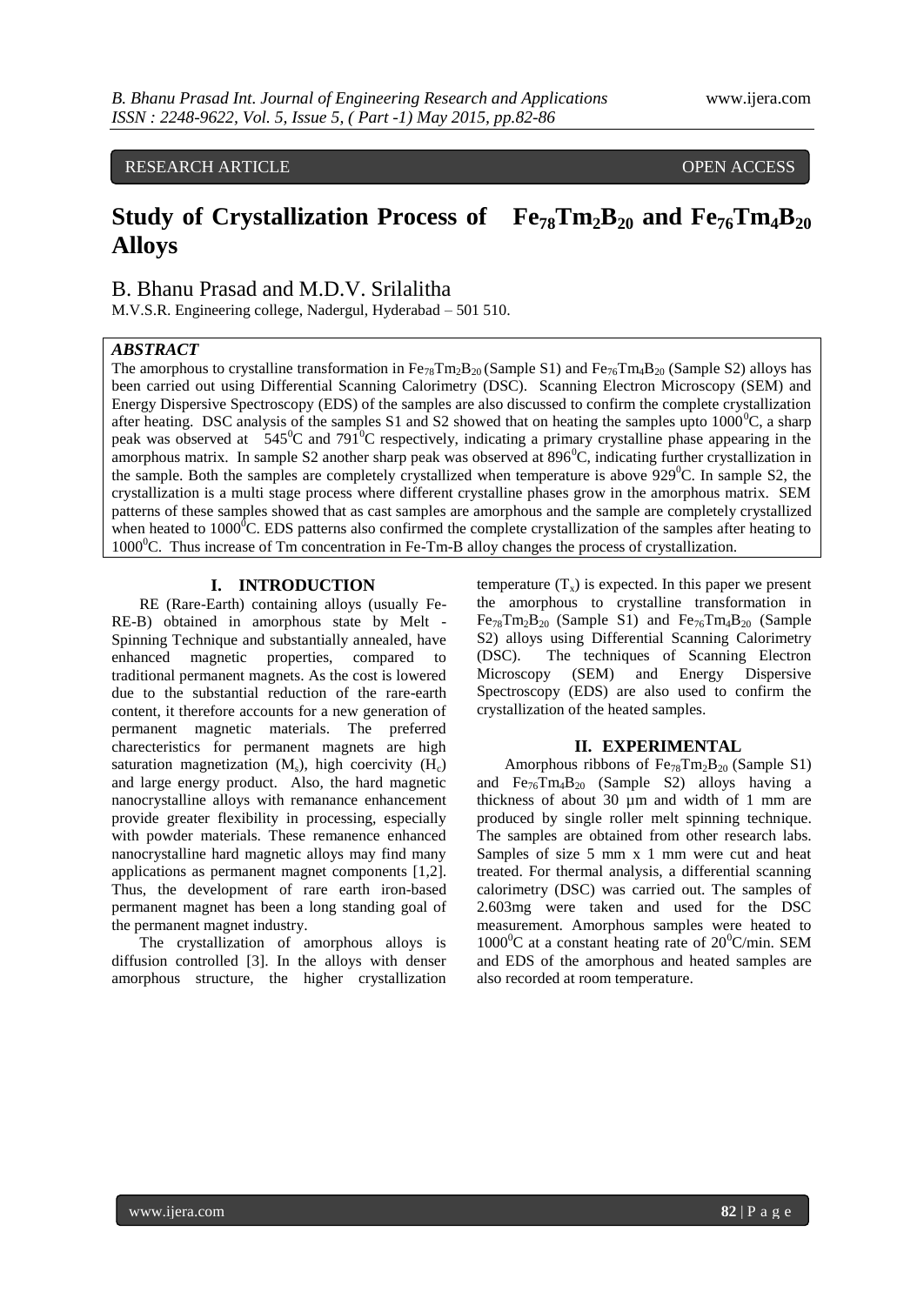RESEARCH ARTICLE OPEN ACCESS

# Study of Crystallization Process of $Fe_{78}Tm_2B_{20}$ and $Fe_{76}Tm_4B_{20}$ Alloys

B. Bhanu Prasad and M.D.V. Srilalitha

M.V.S.R. Engineering college, Nadergul, Hyderabad – 501 510.

## ABSTRACT

The amorphous to crystalline transformation in $Fe_{78}Tm_2B_{20}$ (Sample S1) and $Fe_{76}Tm_4B_{20}$ (Sample S2) alloys has been carried out using Differential Scanning Calorimetry (DSC). Scanning Electron Microscopy (SEM) and Energy Dispersive Spectroscopy (EDS) of the samples are also discussed to confirm the complete crystallization after heating. DSC analysis of the samples S1 and S2 showed that on heating the samples upto $1000^0$C, a sharp peak was observed at $545^0$C and $791^0$C respectively, indicating a primary crystalline phase appearing in the amorphous matrix. In sample S2 another sharp peak was observed at $896^0$C, indicating further crystallization in the sample. Both the samples are completely crystallized when temperature is above $929^0$C. In sample S2, the crystallization is a multi stage process where different crystalline phases grow in the amorphous matrix. SEM patterns of these samples showed that as cast samples are amorphous and the sample are completely crystallized when heated to $1000^0$C. EDS patterns also confirmed the complete crystallization of the samples after heating to $1000^0$C. Thus increase of Tm concentration in Fe-Tm-B alloy changes the process of crystallization.

## I. INTRODUCTION

RE (Rare-Earth) containing alloys (usually Fe-RE-B) obtained in amorphous state by Melt - Spinning Technique and substantially annealed, have enhanced magnetic properties, compared to traditional permanent magnets. As the cost is lowered due to the substantial reduction of the rare-earth content, it therefore accounts for a new generation of permanent magnetic materials. The preferred charecteristics for permanent magnets are high saturation magnetization ($M_s$), high coercivity ($H_c$) and large energy product. Also, the hard magnetic nanocrystalline alloys with remanance enhancement provide greater flexibility in processing, especially with powder materials. These remenance enhanced nanocrystalline hard magnetic alloys may find many applications as permanent magnet components [1,2]. Thus, the development of rare earth iron-based permanent magnet has been a long standing goal of the permanent magnet industry.

The crystallization of amorphous alloys is diffusion controlled [3]. In the alloys with denser amorphous structure, the higher crystallization temperature ($T_x$) is expected. In this paper we present the amorphous to crystalline transformation in $Fe_{78}Tm_2B_{20}$ (Sample S1) and $Fe_{76}Tm_4B_{20}$ (Sample S2) alloys using Differential Scanning Calorimetry (DSC). The techniques of Scanning Electron Microscopy (SEM) and Energy Dispersive Spectroscopy (EDS) are also used to confirm the crystallization of the heated samples.

## II. EXPERIMENTAL

Amorphous ribbons of $Fe_{78}Tm_2B_{20}$ (Sample S1) and $Fe_{76}Tm_4B_{20}$ (Sample S2) alloys having a thickness of about 30 µm and width of 1 mm are produced by single roller melt spinning technique. The samples are obtained from other research labs. Samples of size 5 mm x 1 mm were cut and heat treated. For thermal analysis, a differential scanning calorimetry (DSC) was carried out. The samples of 2.603mg were taken and used for the DSC measurement. Amorphous samples were heated to $1000^0$C at a constant heating rate of $20^0$C/min. SEM and EDS of the amorphous and heated samples are also recorded at room temperature.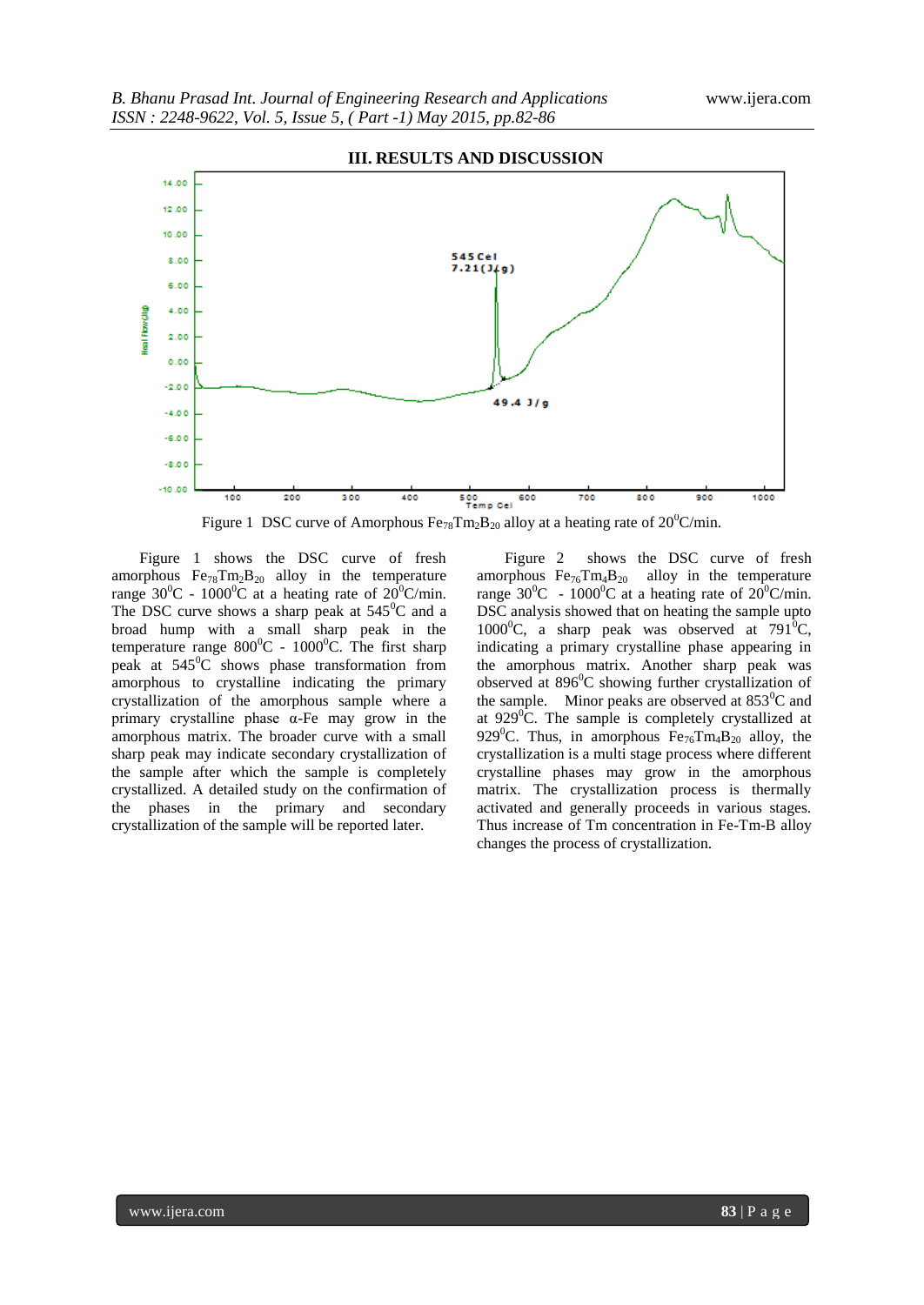## III. RESULTS AND DISCUSSION

Figure 1 DSC curve of Amorphous $Fe_{78}Tm_2B_{20}$ alloy at a heating rate of $20^0$C/min.

Figure 1 shows the DSC curve of fresh amorphous $Fe_{78}Tm_2B_{20}$ alloy in the temperature range $30^0$C - $1000^0$C at a heating rate of $20^0$C/min. The DSC curve shows a sharp peak at $545^0$C and a broad hump with a small sharp peak in the temperature range $800^0$C - $1000^0$C. The first sharp peak at $545^0$C shows phase transformation from amorphous to crystalline indicating the primary crystallization of the amorphous sample where a primary crystalline phase α-Fe may grow in the amorphous matrix. The broader curve with a small sharp peak may indicate secondary crystallization of the sample after which the sample is completely crystallized. A detailed study on the confirmation of the phases in the primary and secondary crystallization of the sample will be reported later.

Figure 2 shows the DSC curve of fresh amorphous $Fe_{76}Tm_4B_{20}$ alloy in the temperature range $30^0$C - $1000^0$C at a heating rate of $20^0$C/min. DSC analysis showed that on heating the sample upto $1000^0$C, a sharp peak was observed at $791^0$C, indicating a primary crystalline phase appearing in the amorphous matrix. Another sharp peak was observed at $896^0$C showing further crystallization of the sample. Minor peaks are observed at $853^0$C and at $929^0$C. The sample is completely crystallized at $929^0$C. Thus, in amorphous $Fe_{76}Tm_4B_{20}$ alloy, the crystallization is a multi stage process where different crystalline phases may grow in the amorphous matrix. The crystallization process is thermally activated and generally proceeds in various stages. Thus increase of Tm concentration in Fe-Tm-B alloy changes the process of crystallization.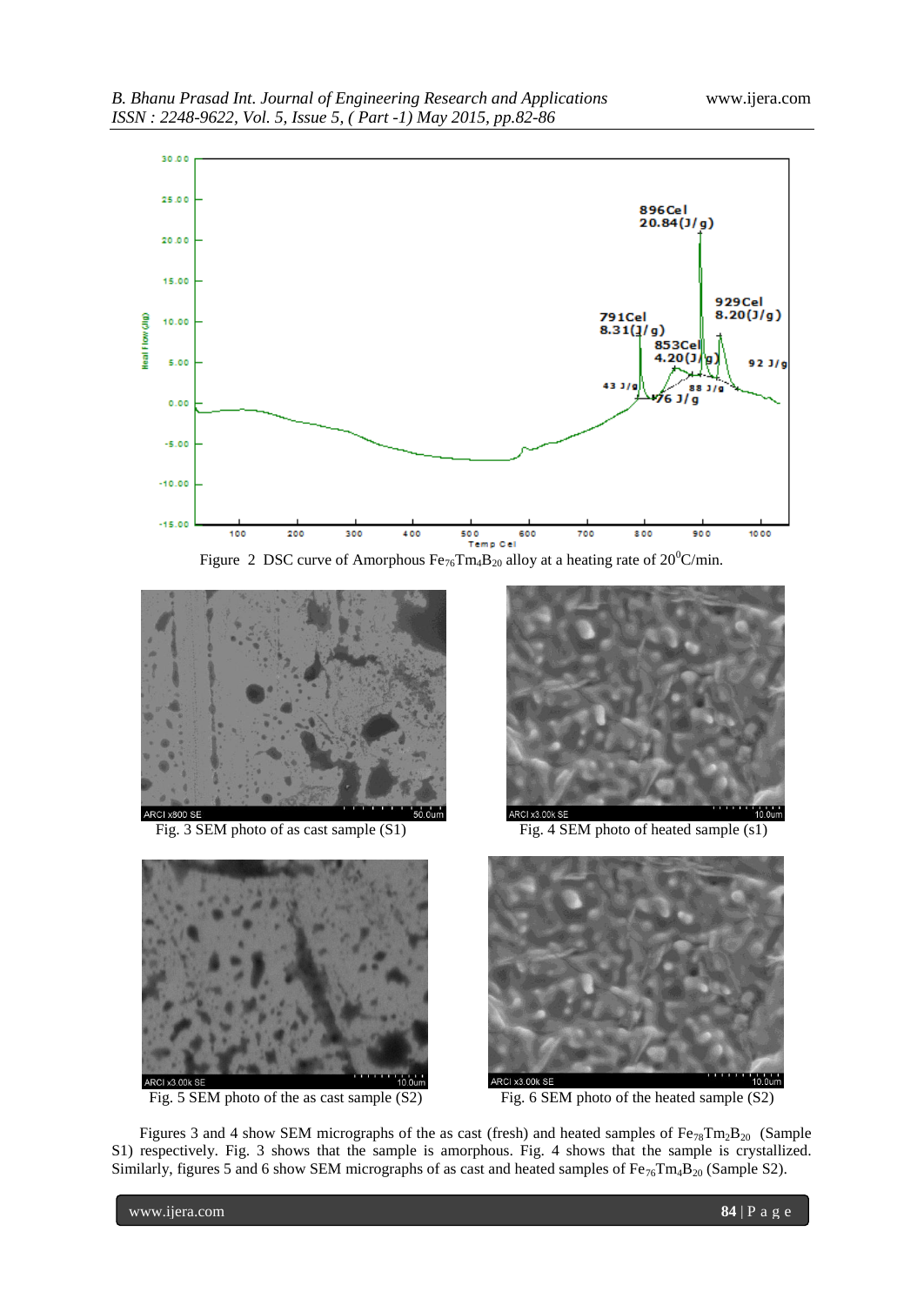Figure 2 DSC curve of Amorphous $Fe_{76}Tm_4B_{20}$ alloy at a heating rate of $20^0C$/min.

Fig. 3 SEM photo of as cast sample (S1)

Fig. 4 SEM photo of heated sample (s1)

Fig. 5 SEM photo of the as cast sample (S2)

Fig. 6 SEM photo of the heated sample (S2)

Figures 3 and 4 show SEM micrographs of the as cast (fresh) and heated samples of $Fe_{78}Tm_2B_{20}$ (Sample S1) respectively. Fig. 3 shows that the sample is amorphous. Fig. 4 shows that the sample is crystallized. Similarly, figures 5 and 6 show SEM micrographs of as cast and heated samples of $Fe_{76}Tm_4B_{20}$ (Sample S2).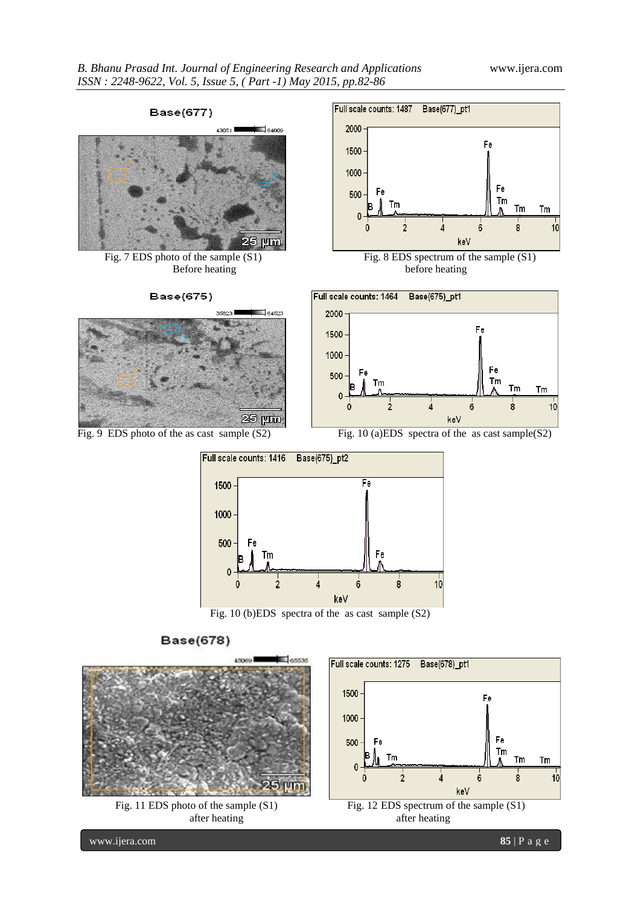Fig. 7 EDS photo of the sample (S1) Before heating

Fig. 8 EDS spectrum of the sample (S1) before heating

Fig. 9 EDS photo of the as cast sample (S2)

Fig. 10 (a)EDS spectra of the as cast sample(S2)

Fig. 10 (b)EDS spectra of the as cast sample (S2)

Fig. 11 EDS photo of the sample (S1) after heating

Fig. 12 EDS spectrum of the sample (S1) after heating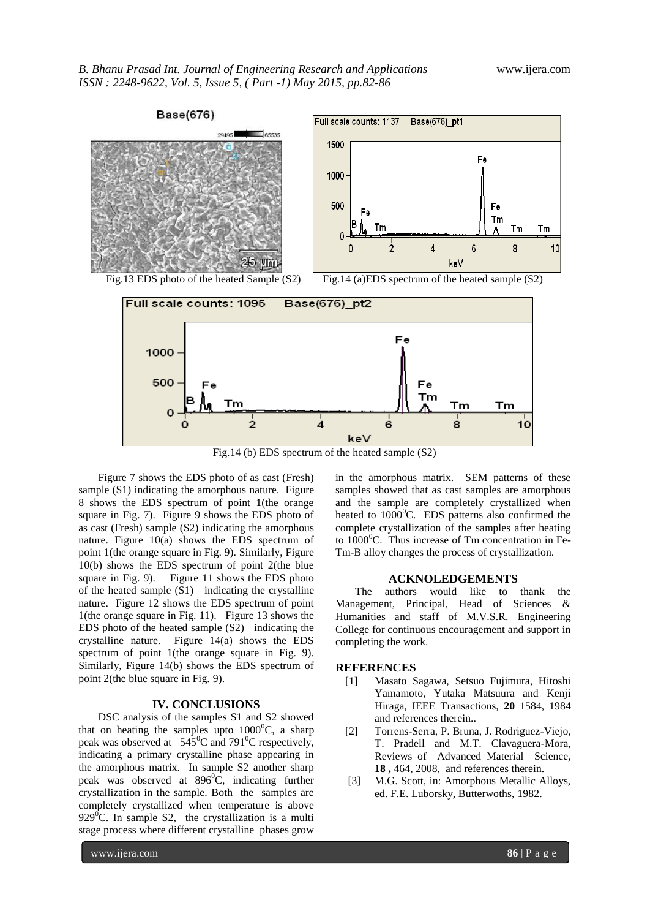Base(676)

29495 65535

25 µm

Fig.13 EDS photo of the heated Sample (S2)

Full scale counts: 1137 Base(676)_pt1

1500
1000
500
0

Fe
Fe
B
Tm
Fe
Tm
Tm
Tm

0 2 4 6 8 10
keV

Fig.14 (a)EDS spectrum of the heated sample (S2)

Full scale counts: 1095 Base(676)_pt2

1000
500
0

Fe
Fe
B
Tm
Fe
Tm
Tm
Tm

0 2 4 6 8 10
keV

Fig.14 (b) EDS spectrum of the heated sample (S2)

Figure 7 shows the EDS photo of as cast (Fresh) sample (S1) indicating the amorphous nature. Figure 8 shows the EDS spectrum of point 1(the orange square in Fig. 7). Figure 9 shows the EDS photo of as cast (Fresh) sample (S2) indicating the amorphous nature. Figure 10(a) shows the EDS spectrum of point 1(the orange square in Fig. 9). Similarly, Figure 10(b) shows the EDS spectrum of point 2(the blue square in Fig. 9). Figure 11 shows the EDS photo of the heated sample (S1) indicating the crystalline nature. Figure 12 shows the EDS spectrum of point 1(the orange square in Fig. 11). Figure 13 shows the EDS photo of the heated sample (S2) indicating the crystalline nature. Figure 14(a) shows the EDS spectrum of point 1(the orange square in Fig. 9). Similarly, Figure 14(b) shows the EDS spectrum of point 2(the blue square in Fig. 9).

## IV. CONCLUSIONS

DSC analysis of the samples S1 and S2 showed that on heating the samples upto $1000^0$C, a sharp peak was observed at $545^0$C and $791^0$C respectively, indicating a primary crystalline phase appearing in the amorphous matrix. In sample S2 another sharp peak was observed at $896^0$C, indicating further crystallization in the sample. Both the samples are completely crystallized when temperature is above $929^0$C. In sample S2, the crystallization is a multi stage process where different crystalline phases grow in the amorphous matrix. SEM patterns of these samples showed that as cast samples are amorphous and the sample are completely crystallized when heated to $1000^0$C. EDS patterns also confirmed the complete crystallization of the samples after heating to $1000^0$C. Thus increase of Tm concentration in Fe-Tm-B alloy changes the process of crystallization.

## ACKNOLEDGEMENTS

The authors would like to thank the Management, Principal, Head of Sciences & Humanities and staff of M.V.S.R. Engineering College for continuous encouragement and support in completing the work.

## REFERENCES

[1] Masato Sagawa, Setsuo Fujimura, Hitoshi Yamamoto, Yutaka Matsuura and Kenji Hiraga, IEEE Transactions, **20** 1584, 1984 and references therein..

[2] Torrens-Serra, P. Bruna, J. Rodriguez-Viejo, T. Pradell and M.T. Clavaguera-Mora, Reviews of Advanced Material Science, **18 ,** 464, 2008, and references therein.

[3] M.G. Scott, in: Amorphous Metallic Alloys, ed. F.E. Luborsky, Butterwoths, 1982.